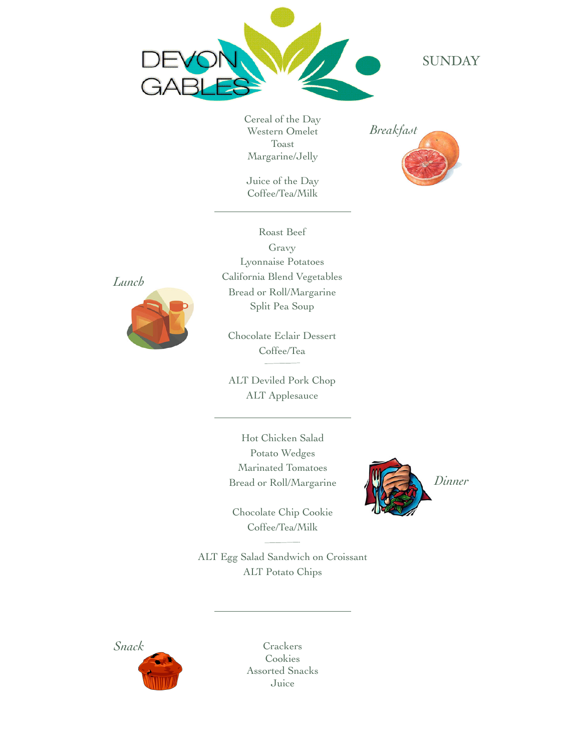# DEVON GABLES

## SUNDAY

### *Breakfast*

Cereal of the Day
Western Omelet
Toast
Margarine/Jelly

Juice of the Day
Coffee/Tea/Milk

---

### *Lunch*

Roast Beef
Gravy
Lyonnaise Potatoes
California Blend Vegetables
Bread or Roll/Margarine
Split Pea Soup

Chocolate Eclair Dessert
Coffee/Tea

ALT Deviled Pork Chop
ALT Applesauce

---

### *Dinner*

Hot Chicken Salad
Potato Wedges
Marinated Tomatoes
Bread or Roll/Margarine

Chocolate Chip Cookie
Coffee/Tea/Milk

ALT Egg Salad Sandwich on Croissant
ALT Potato Chips

---

### *Snack*

Crackers
Cookies
Assorted Snacks
Juice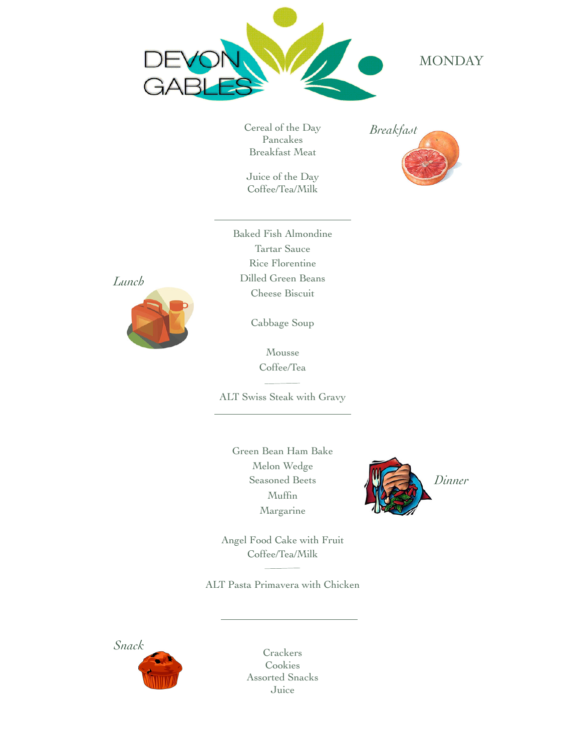# DEVON GABLES

## MONDAY

### *Breakfast*

Cereal of the Day
Pancakes
Breakfast Meat

Juice of the Day
Coffee/Tea/Milk

---

### *Lunch*

Baked Fish Almondine
Tartar Sauce
Rice Florentine
Dilled Green Beans
Cheese Biscuit

Cabbage Soup

Mousse
Coffee/Tea

ALT Swiss Steak with Gravy

---

### *Dinner*

Green Bean Ham Bake
Melon Wedge
Seasoned Beets
Muffin
Margarine

Angel Food Cake with Fruit
Coffee/Tea/Milk

ALT Pasta Primavera with Chicken

---

### *Snack*

Crackers
Cookies
Assorted Snacks
Juice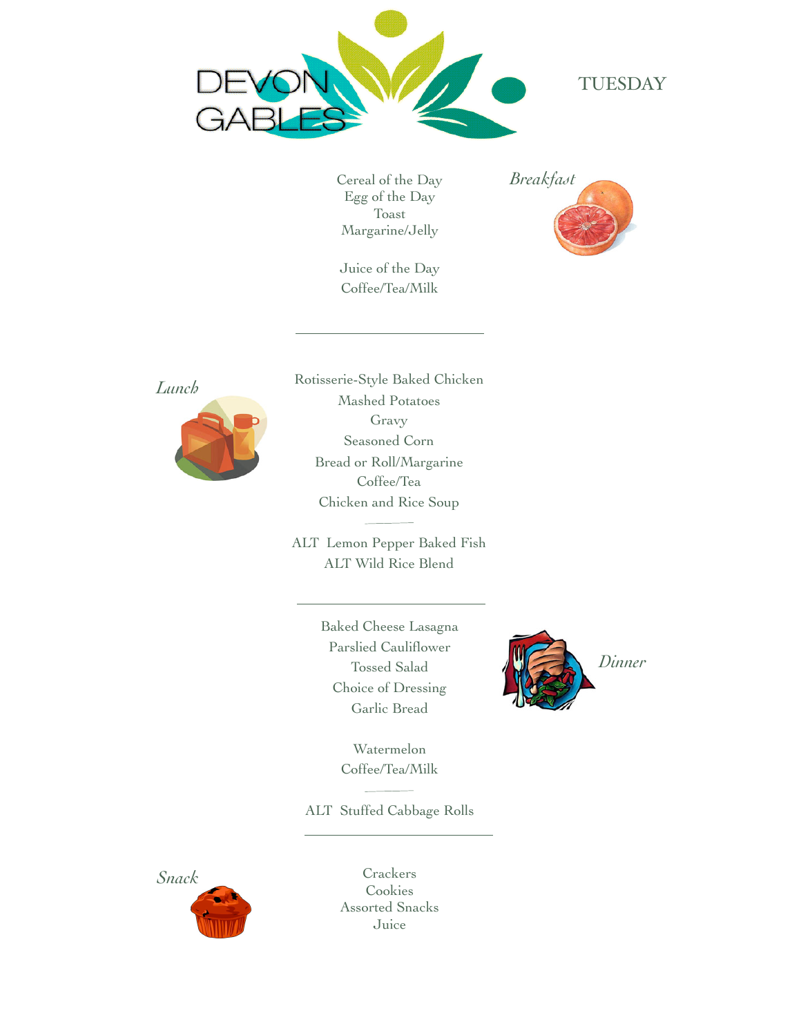# DEVON GABLES

## TUESDAY

### *Breakfast*

Cereal of the Day
Egg of the Day
Toast
Margarine/Jelly

Juice of the Day
Coffee/Tea/Milk

---

### *Lunch*

Rotisserie-Style Baked Chicken
Mashed Potatoes
Gravy
Seasoned Corn
Bread or Roll/Margarine
Coffee/Tea
Chicken and Rice Soup

ALT Lemon Pepper Baked Fish
ALT Wild Rice Blend

---

### *Dinner*

Baked Cheese Lasagna
Parslied Cauliflower
Tossed Salad
Choice of Dressing
Garlic Bread

Watermelon
Coffee/Tea/Milk

ALT Stuffed Cabbage Rolls

---

### *Snack*

Crackers
Cookies
Assorted Snacks
Juice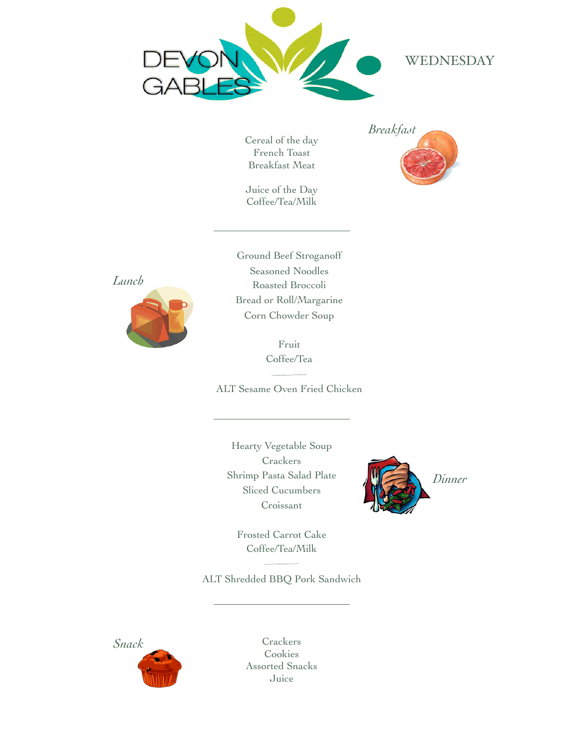DEVON GABLES

# WEDNESDAY

## *Breakfast*

Cereal of the day
French Toast
Breakfast Meat

Juice of the Day
Coffee/Tea/Milk

---

## *Lunch*

Ground Beef Stroganoff
Seasoned Noodles
Roasted Broccoli
Bread or Roll/Margarine
Corn Chowder Soup

Fruit
Coffee/Tea

ALT Sesame Oven Fried Chicken

---

## *Dinner*

Hearty Vegetable Soup
Crackers
Shrimp Pasta Salad Plate
Sliced Cucumbers
Croissant

Frosted Carrot Cake
Coffee/Tea/Milk

ALT Shredded BBQ Pork Sandwich

---

## *Snack*

Crackers
Cookies
Assorted Snacks
Juice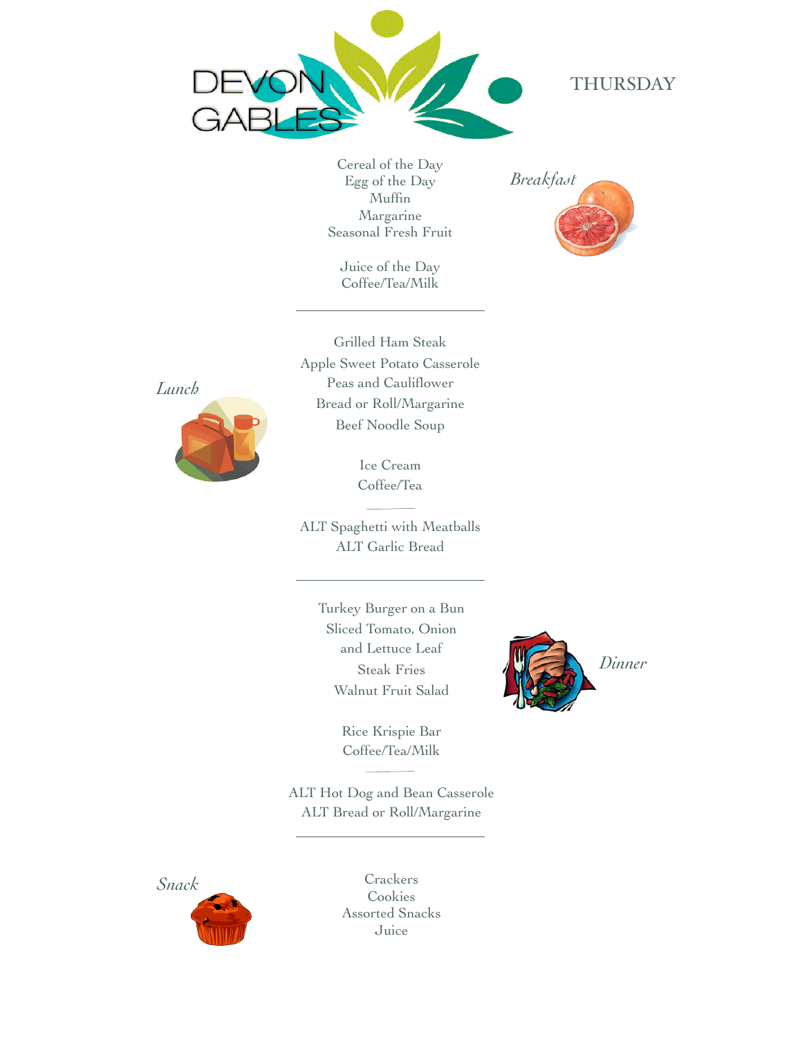DEVON GABLES

# THURSDAY

## Breakfast

Cereal of the Day
Egg of the Day
Muffin
Margarine
Seasonal Fresh Fruit

Juice of the Day
Coffee/Tea/Milk

---

## Lunch

Grilled Ham Steak
Apple Sweet Potato Casserole
Peas and Cauliflower
Bread or Roll/Margarine
Beef Noodle Soup

Ice Cream
Coffee/Tea

ALT Spaghetti with Meatballs
ALT Garlic Bread

---

## Dinner

Turkey Burger on a Bun
Sliced Tomato, Onion
and Lettuce Leaf
Steak Fries
Walnut Fruit Salad

Rice Krispie Bar
Coffee/Tea/Milk

ALT Hot Dog and Bean Casserole
ALT Bread or Roll/Margarine

---

## Snack

Crackers
Cookies
Assorted Snacks
Juice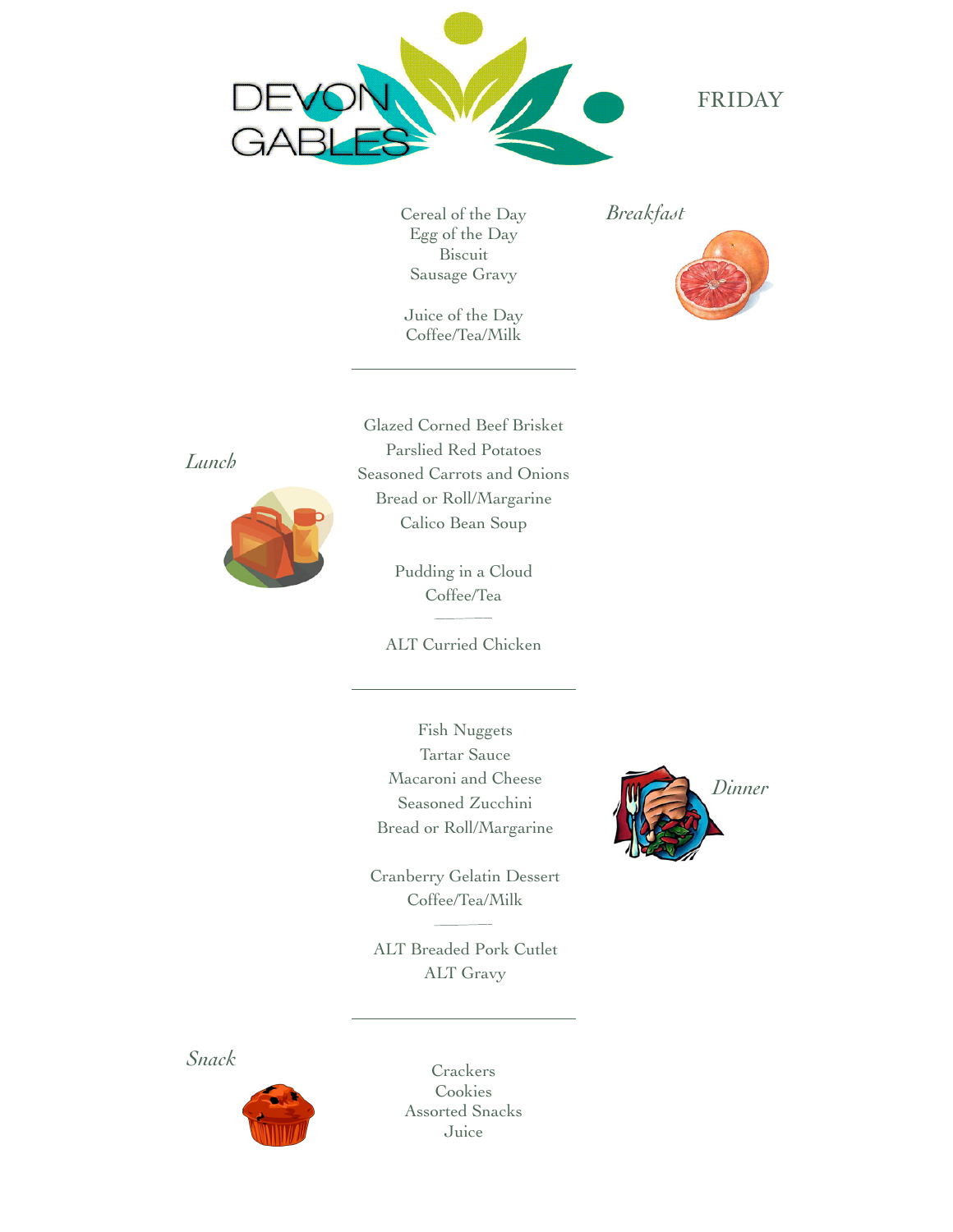# DEVON GABLES

## FRIDAY

### *Breakfast*

Cereal of the Day
Egg of the Day
Biscuit
Sausage Gravy

Juice of the Day
Coffee/Tea/Milk

---

### *Lunch*

Glazed Corned Beef Brisket
Parslied Red Potatoes
Seasoned Carrots and Onions
Bread or Roll/Margarine
Calico Bean Soup

Pudding in a Cloud
Coffee/Tea

ALT Curried Chicken

---

### *Dinner*

Fish Nuggets
Tartar Sauce
Macaroni and Cheese
Seasoned Zucchini
Bread or Roll/Margarine

Cranberry Gelatin Dessert
Coffee/Tea/Milk

ALT Breaded Pork Cutlet
ALT Gravy

---

### *Snack*

Crackers
Cookies
Assorted Snacks
Juice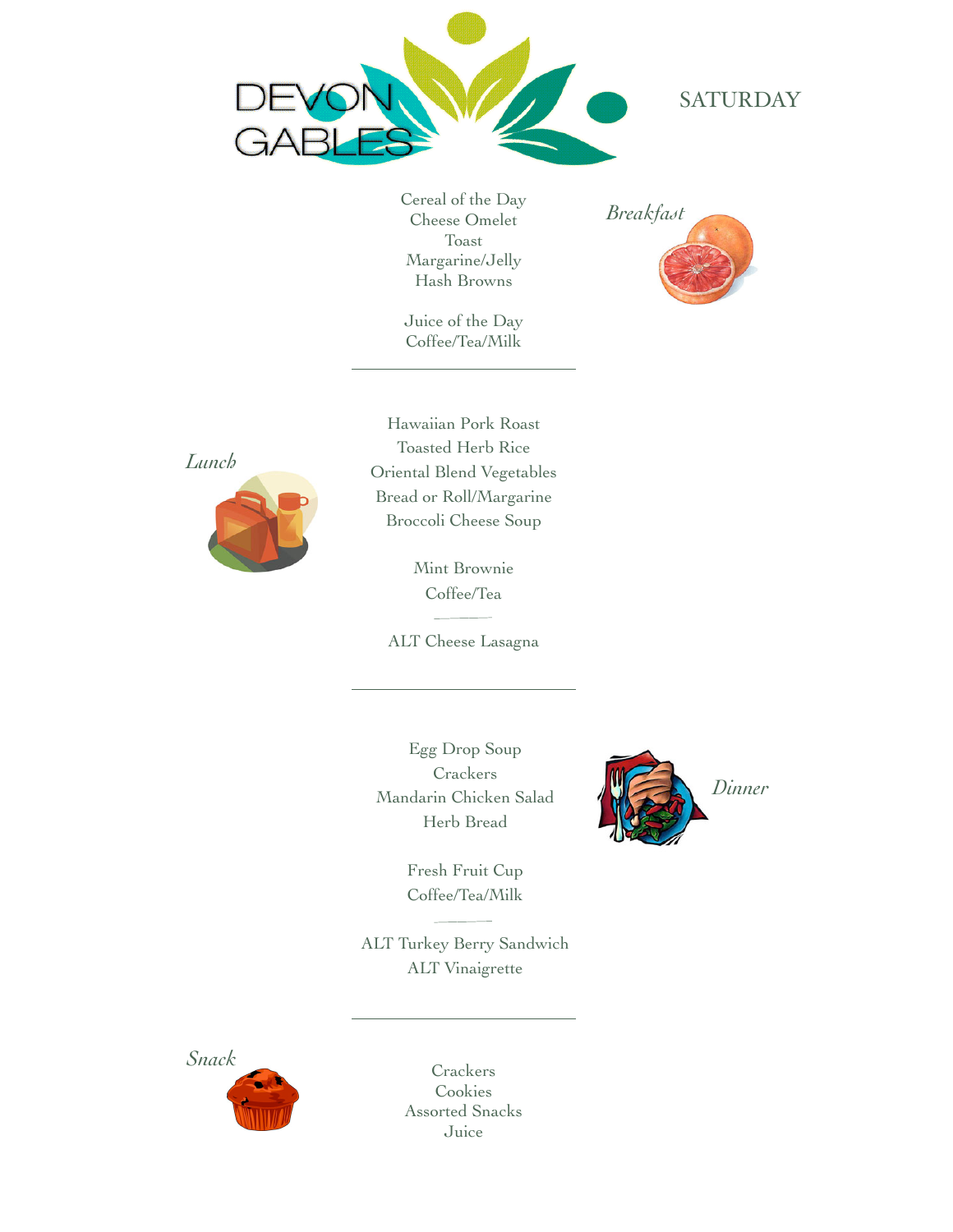DEVON GABLES

# SATURDAY

## *Breakfast*

Cereal of the Day
Cheese Omelet
Toast
Margarine/Jelly
Hash Browns

Juice of the Day
Coffee/Tea/Milk

---

## *Lunch*

Hawaiian Pork Roast
Toasted Herb Rice
Oriental Blend Vegetables
Bread or Roll/Margarine
Broccoli Cheese Soup

Mint Brownie
Coffee/Tea

ALT Cheese Lasagna

---

## *Dinner*

Egg Drop Soup
Crackers
Mandarin Chicken Salad
Herb Bread

Fresh Fruit Cup
Coffee/Tea/Milk

ALT Turkey Berry Sandwich
ALT Vinaigrette

---

## *Snack*

Crackers
Cookies
Assorted Snacks
Juice